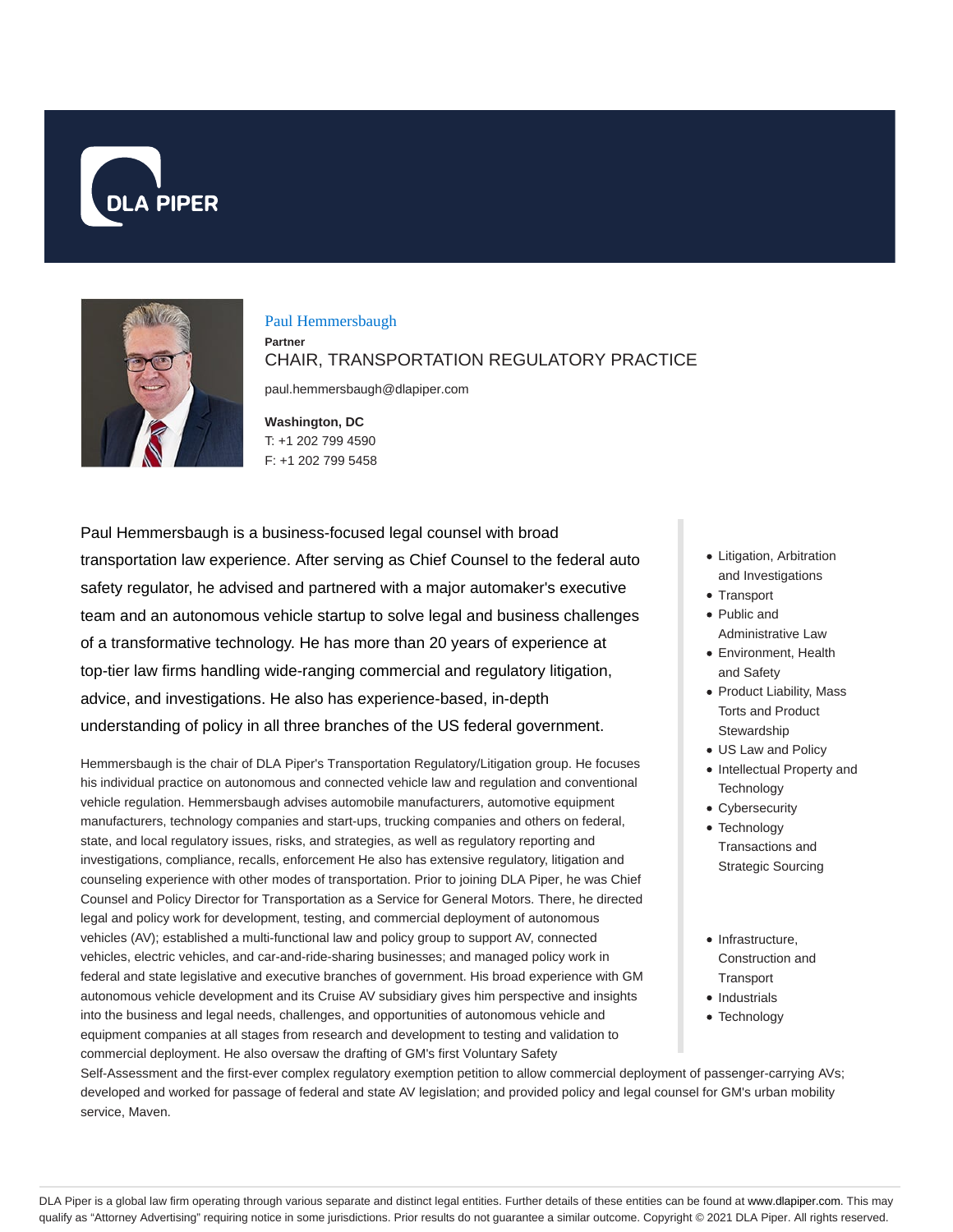DLA PIPER

# Paul Hemmersbaugh

**Partner**

CHAIR, TRANSPORTATION REGULATORY PRACTICE

paul.hemmersbaugh@dlapiper.com

**Washington, DC**
T: +1 202 799 4590
F: +1 202 799 5458

Paul Hemmersbaugh is a business-focused legal counsel with broad transportation law experience. After serving as Chief Counsel to the federal auto safety regulator, he advised and partnered with a major automaker's executive team and an autonomous vehicle startup to solve legal and business challenges of a transformative technology. He has more than 20 years of experience at top-tier law firms handling wide-ranging commercial and regulatory litigation, advice, and investigations. He also has experience-based, in-depth understanding of policy in all three branches of the US federal government.

Hemmersbaugh is the chair of DLA Piper's Transportation Regulatory/Litigation group. He focuses his individual practice on autonomous and connected vehicle law and regulation and conventional vehicle regulation. Hemmersbaugh advises automobile manufacturers, automotive equipment manufacturers, technology companies and start-ups, trucking companies and others on federal, state, and local regulatory issues, risks, and strategies, as well as regulatory reporting and investigations, compliance, recalls, enforcement He also has extensive regulatory, litigation and counseling experience with other modes of transportation. Prior to joining DLA Piper, he was Chief Counsel and Policy Director for Transportation as a Service for General Motors. There, he directed legal and policy work for development, testing, and commercial deployment of autonomous vehicles (AV); established a multi-functional law and policy group to support AV, connected vehicles, electric vehicles, and car-and-ride-sharing businesses; and managed policy work in federal and state legislative and executive branches of government. His broad experience with GM autonomous vehicle development and its Cruise AV subsidiary gives him perspective and insights into the business and legal needs, challenges, and opportunities of autonomous vehicle and equipment companies at all stages from research and development to testing and validation to commercial deployment. He also oversaw the drafting of GM's first Voluntary Safety Self-Assessment and the first-ever complex regulatory exemption petition to allow commercial deployment of passenger-carrying AVs; developed and worked for passage of federal and state AV legislation; and provided policy and legal counsel for GM's urban mobility service, Maven.

- Litigation, Arbitration and Investigations
- Transport
- Public and Administrative Law
- Environment, Health and Safety
- Product Liability, Mass Torts and Product Stewardship
- US Law and Policy
- Intellectual Property and Technology
- Cybersecurity
- Technology Transactions and Strategic Sourcing

- Infrastructure, Construction and Transport
- Industrials
- Technology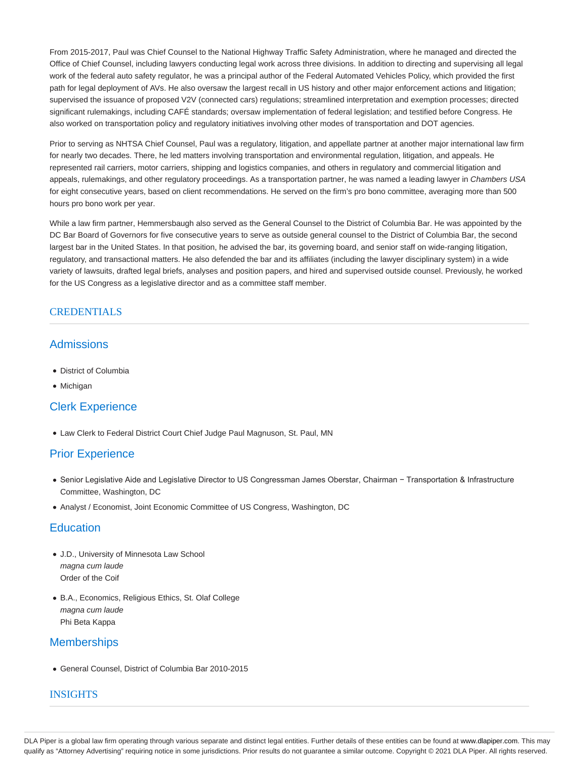From 2015-2017, Paul was Chief Counsel to the National Highway Traffic Safety Administration, where he managed and directed the Office of Chief Counsel, including lawyers conducting legal work across three divisions. In addition to directing and supervising all legal work of the federal auto safety regulator, he was a principal author of the Federal Automated Vehicles Policy, which provided the first path for legal deployment of AVs. He also oversaw the largest recall in US history and other major enforcement actions and litigation; supervised the issuance of proposed V2V (connected cars) regulations; streamlined interpretation and exemption processes; directed significant rulemakings, including CAFÉ standards; oversaw implementation of federal legislation; and testified before Congress. He also worked on transportation policy and regulatory initiatives involving other modes of transportation and DOT agencies.

Prior to serving as NHTSA Chief Counsel, Paul was a regulatory, litigation, and appellate partner at another major international law firm for nearly two decades. There, he led matters involving transportation and environmental regulation, litigation, and appeals. He represented rail carriers, motor carriers, shipping and logistics companies, and others in regulatory and commercial litigation and appeals, rulemakings, and other regulatory proceedings. As a transportation partner, he was named a leading lawyer in *Chambers USA* for eight consecutive years, based on client recommendations. He served on the firm's pro bono committee, averaging more than 500 hours pro bono work per year.

While a law firm partner, Hemmersbaugh also served as the General Counsel to the District of Columbia Bar. He was appointed by the DC Bar Board of Governors for five consecutive years to serve as outside general counsel to the District of Columbia Bar, the second largest bar in the United States. In that position, he advised the bar, its governing board, and senior staff on wide-ranging litigation, regulatory, and transactional matters. He also defended the bar and its affiliates (including the lawyer disciplinary system) in a wide variety of lawsuits, drafted legal briefs, analyses and position papers, and hired and supervised outside counsel. Previously, he worked for the US Congress as a legislative director and as a committee staff member.

## CREDENTIALS

### Admissions

- District of Columbia
- Michigan

### Clerk Experience

- Law Clerk to Federal District Court Chief Judge Paul Magnuson, St. Paul, MN

### Prior Experience

- Senior Legislative Aide and Legislative Director to US Congressman James Oberstar, Chairman − Transportation & Infrastructure Committee, Washington, DC
- Analyst / Economist, Joint Economic Committee of US Congress, Washington, DC

### Education

- J.D., University of Minnesota Law School  
  *magna cum laude*  
  Order of the Coif

- B.A., Economics, Religious Ethics, St. Olaf College  
  *magna cum laude*  
  Phi Beta Kappa

### Memberships

- General Counsel, District of Columbia Bar 2010-2015

## INSIGHTS

DLA Piper is a global law firm operating through various separate and distinct legal entities. Further details of these entities can be found at www.dlapiper.com. This may qualify as "Attorney Advertising" requiring notice in some jurisdictions. Prior results do not guarantee a similar outcome. Copyright © 2021 DLA Piper. All rights reserved.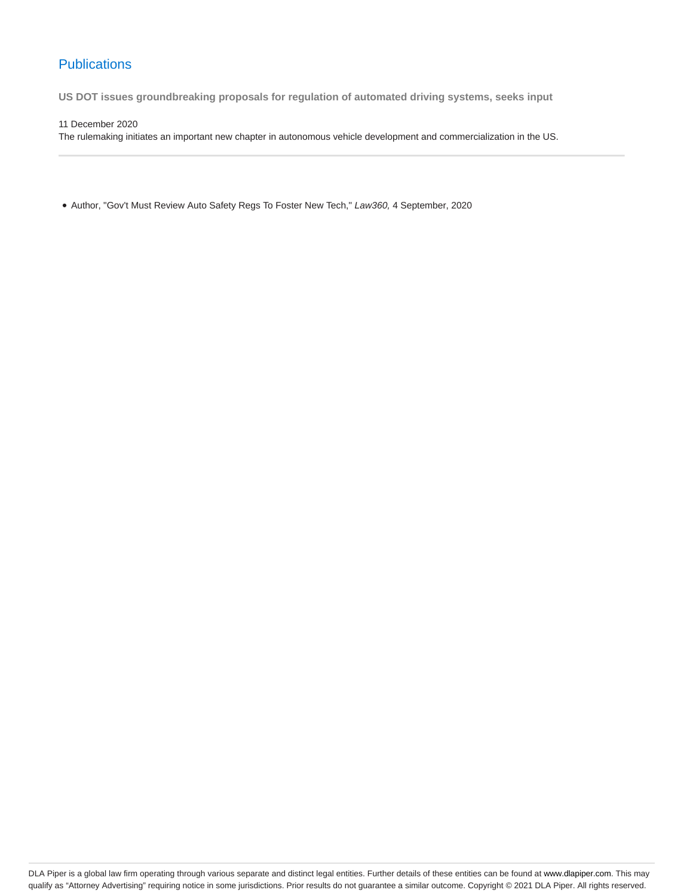## Publications

**US DOT issues groundbreaking proposals for regulation of automated driving systems, seeks input**

11 December 2020

The rulemaking initiates an important new chapter in autonomous vehicle development and commercialization in the US.

---

- Author, "Gov't Must Review Auto Safety Regs To Foster New Tech," *Law360,* 4 September, 2020

DLA Piper is a global law firm operating through various separate and distinct legal entities. Further details of these entities can be found at www.dlapiper.com. This may qualify as "Attorney Advertising" requiring notice in some jurisdictions. Prior results do not guarantee a similar outcome. Copyright © 2021 DLA Piper. All rights reserved.